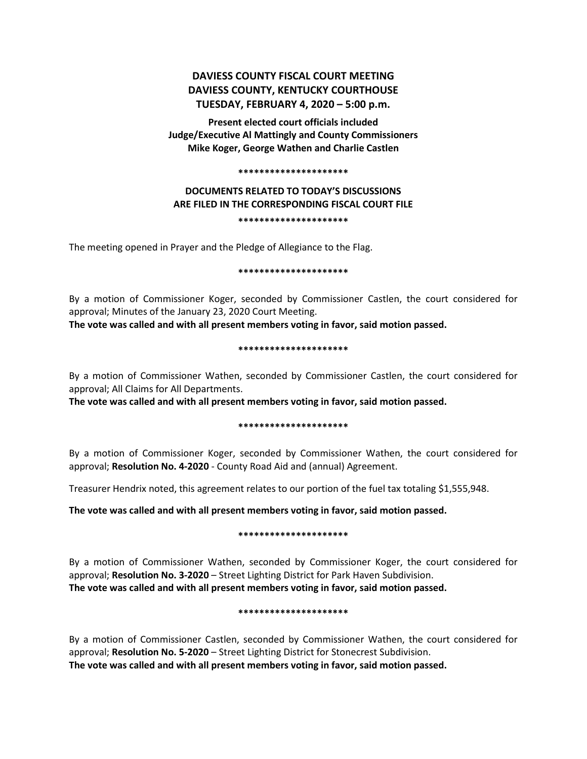**DAVIESS COUNTY FISCAL COURT MEETING**
**DAVIESS COUNTY, KENTUCKY COURTHOUSE**
**TUESDAY, FEBRUARY 4, 2020 – 5:00 p.m.**

**Present elected court officials included**
**Judge/Executive Al Mattingly and County Commissioners**
**Mike Koger, George Wathen and Charlie Castlen**

**\*\*\*\*\*\*\*\*\*\*\*\*\*\*\*\*\*\*\*\*\***

**DOCUMENTS RELATED TO TODAY'S DISCUSSIONS**
**ARE FILED IN THE CORRESPONDING FISCAL COURT FILE**

**\*\*\*\*\*\*\*\*\*\*\*\*\*\*\*\*\*\*\*\*\***

The meeting opened in Prayer and the Pledge of Allegiance to the Flag.

**\*\*\*\*\*\*\*\*\*\*\*\*\*\*\*\*\*\*\*\*\***

By a motion of Commissioner Koger, seconded by Commissioner Castlen, the court considered for approval; Minutes of the January 23, 2020 Court Meeting.

**The vote was called and with all present members voting in favor, said motion passed.**

**\*\*\*\*\*\*\*\*\*\*\*\*\*\*\*\*\*\*\*\*\***

By a motion of Commissioner Wathen, seconded by Commissioner Castlen, the court considered for approval; All Claims for All Departments.

**The vote was called and with all present members voting in favor, said motion passed.**

**\*\*\*\*\*\*\*\*\*\*\*\*\*\*\*\*\*\*\*\*\***

By a motion of Commissioner Koger, seconded by Commissioner Wathen, the court considered for approval; **Resolution No. 4-2020** - County Road Aid and (annual) Agreement.

Treasurer Hendrix noted, this agreement relates to our portion of the fuel tax totaling $1,555,948.

**The vote was called and with all present members voting in favor, said motion passed.**

**\*\*\*\*\*\*\*\*\*\*\*\*\*\*\*\*\*\*\*\*\***

By a motion of Commissioner Wathen, seconded by Commissioner Koger, the court considered for approval; **Resolution No. 3-2020** – Street Lighting District for Park Haven Subdivision.

**The vote was called and with all present members voting in favor, said motion passed.**

**\*\*\*\*\*\*\*\*\*\*\*\*\*\*\*\*\*\*\*\*\***

By a motion of Commissioner Castlen, seconded by Commissioner Wathen, the court considered for approval; **Resolution No. 5-2020** – Street Lighting District for Stonecrest Subdivision.

**The vote was called and with all present members voting in favor, said motion passed.**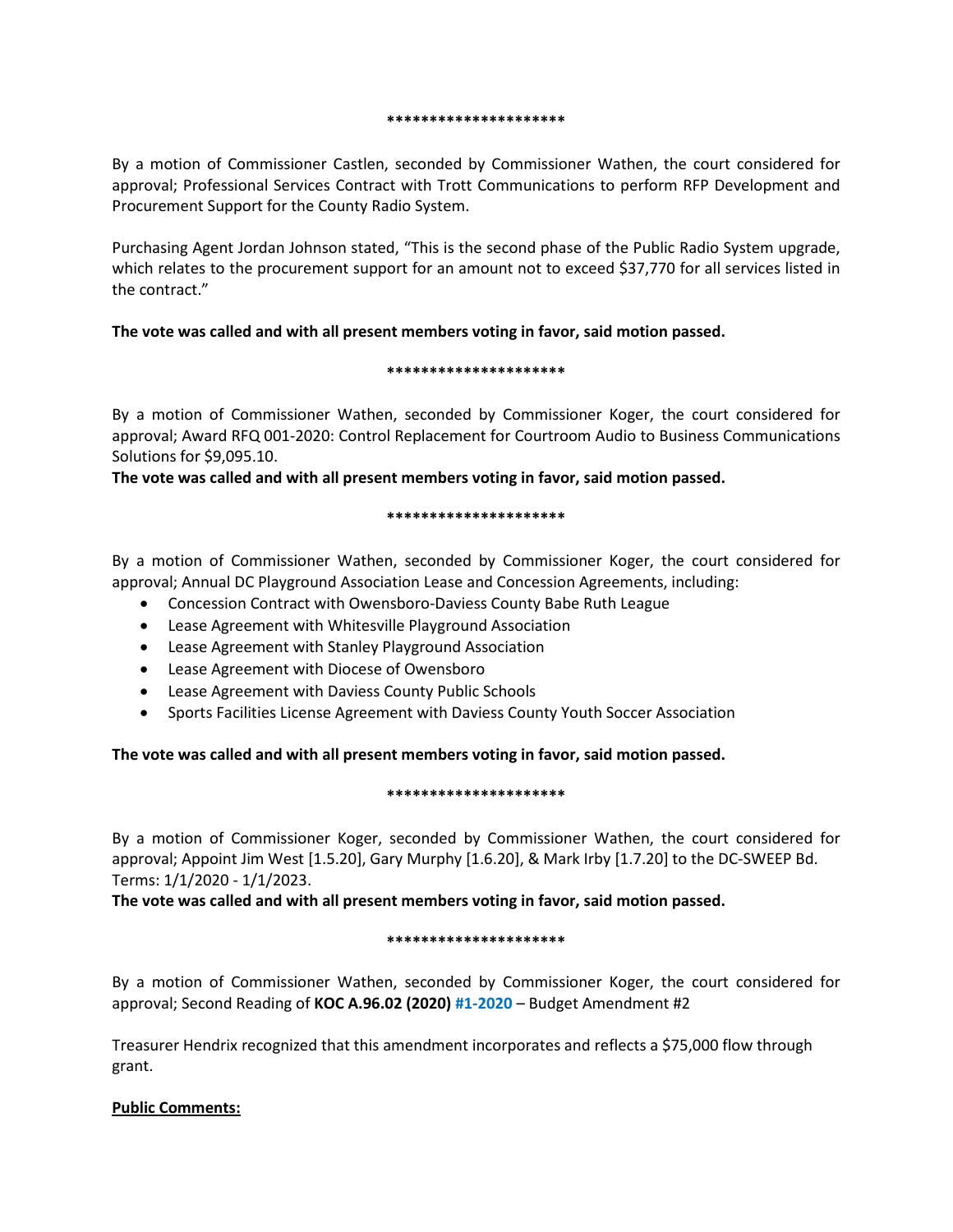*********************

By a motion of Commissioner Castlen, seconded by Commissioner Wathen, the court considered for approval; Professional Services Contract with Trott Communications to perform RFP Development and Procurement Support for the County Radio System.

Purchasing Agent Jordan Johnson stated, "This is the second phase of the Public Radio System upgrade, which relates to the procurement support for an amount not to exceed $37,770 for all services listed in the contract."

**The vote was called and with all present members voting in favor, said motion passed.**

*********************

By a motion of Commissioner Wathen, seconded by Commissioner Koger, the court considered for approval; Award RFQ 001-2020: Control Replacement for Courtroom Audio to Business Communications Solutions for $9,095.10.
**The vote was called and with all present members voting in favor, said motion passed.**

*********************

By a motion of Commissioner Wathen, seconded by Commissioner Koger, the court considered for approval; Annual DC Playground Association Lease and Concession Agreements, including:

- Concession Contract with Owensboro-Daviess County Babe Ruth League
- Lease Agreement with Whitesville Playground Association
- Lease Agreement with Stanley Playground Association
- Lease Agreement with Diocese of Owensboro
- Lease Agreement with Daviess County Public Schools
- Sports Facilities License Agreement with Daviess County Youth Soccer Association

**The vote was called and with all present members voting in favor, said motion passed.**

*********************

By a motion of Commissioner Koger, seconded by Commissioner Wathen, the court considered for approval; Appoint Jim West [1.5.20], Gary Murphy [1.6.20], & Mark Irby [1.7.20] to the DC-SWEEP Bd. Terms: 1/1/2020 - 1/1/2023.
**The vote was called and with all present members voting in favor, said motion passed.**

*********************

By a motion of Commissioner Wathen, seconded by Commissioner Koger, the court considered for approval; Second Reading of **KOC A.96.02 (2020)** #1-2020 – Budget Amendment #2

Treasurer Hendrix recognized that this amendment incorporates and reflects a $75,000 flow through grant.

**Public Comments:**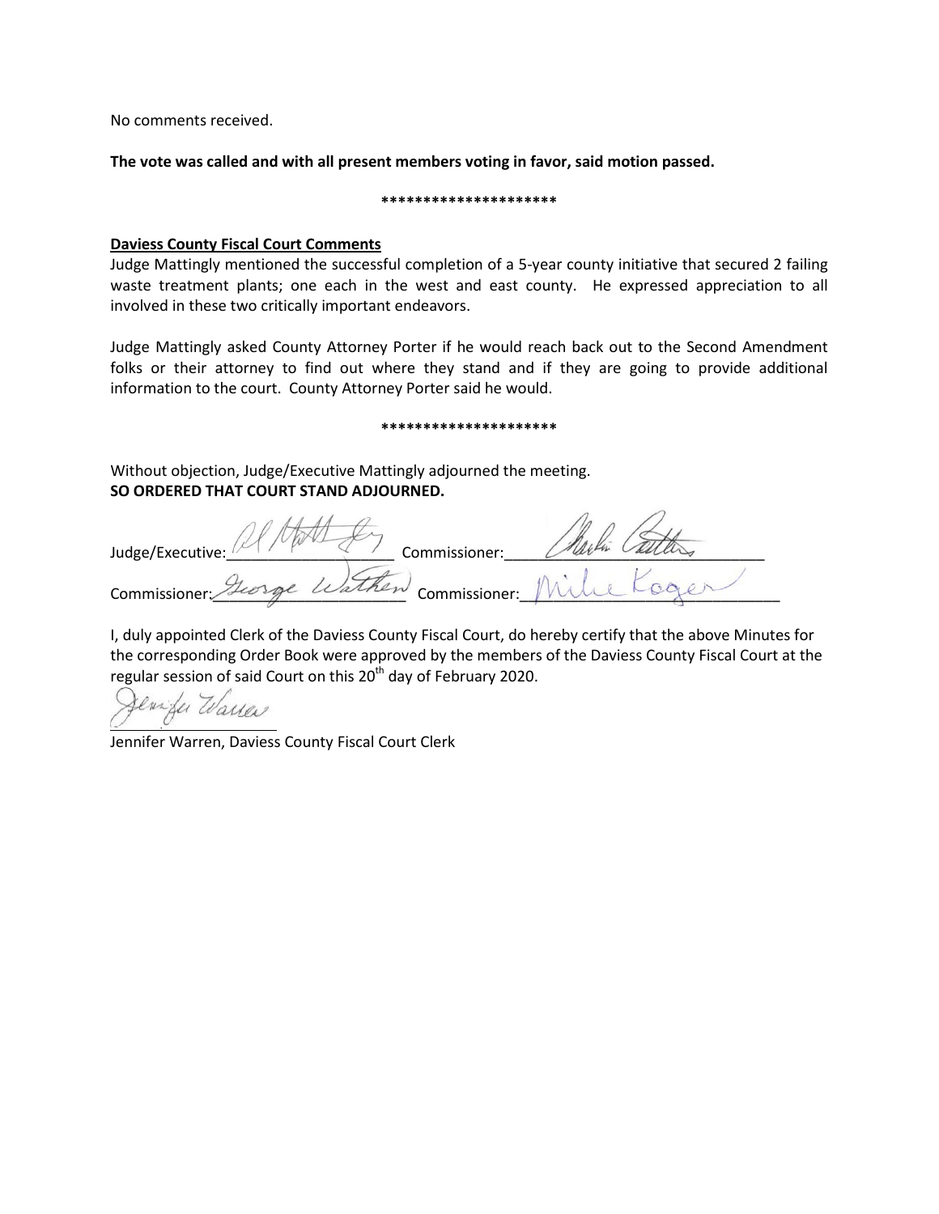No comments received.

**The vote was called and with all present members voting in favor, said motion passed.**

*********************

**Daviess County Fiscal Court Comments**

Judge Mattingly mentioned the successful completion of a 5-year county initiative that secured 2 failing waste treatment plants; one each in the west and east county. He expressed appreciation to all involved in these two critically important endeavors.

Judge Mattingly asked County Attorney Porter if he would reach back out to the Second Amendment folks or their attorney to find out where they stand and if they are going to provide additional information to the court. County Attorney Porter said he would.

*********************

Without objection, Judge/Executive Mattingly adjourned the meeting.
**SO ORDERED THAT COURT STAND ADJOURNED.**

Judge/Executive:____________________ Commissioner:____________________

Commissioner:____________________ Commissioner:____________________

I, duly appointed Clerk of the Daviess County Fiscal Court, do hereby certify that the above Minutes for the corresponding Order Book were approved by the members of the Daviess County Fiscal Court at the regular session of said Court on this 20th day of February 2020.

____________________
Jennifer Warren, Daviess County Fiscal Court Clerk